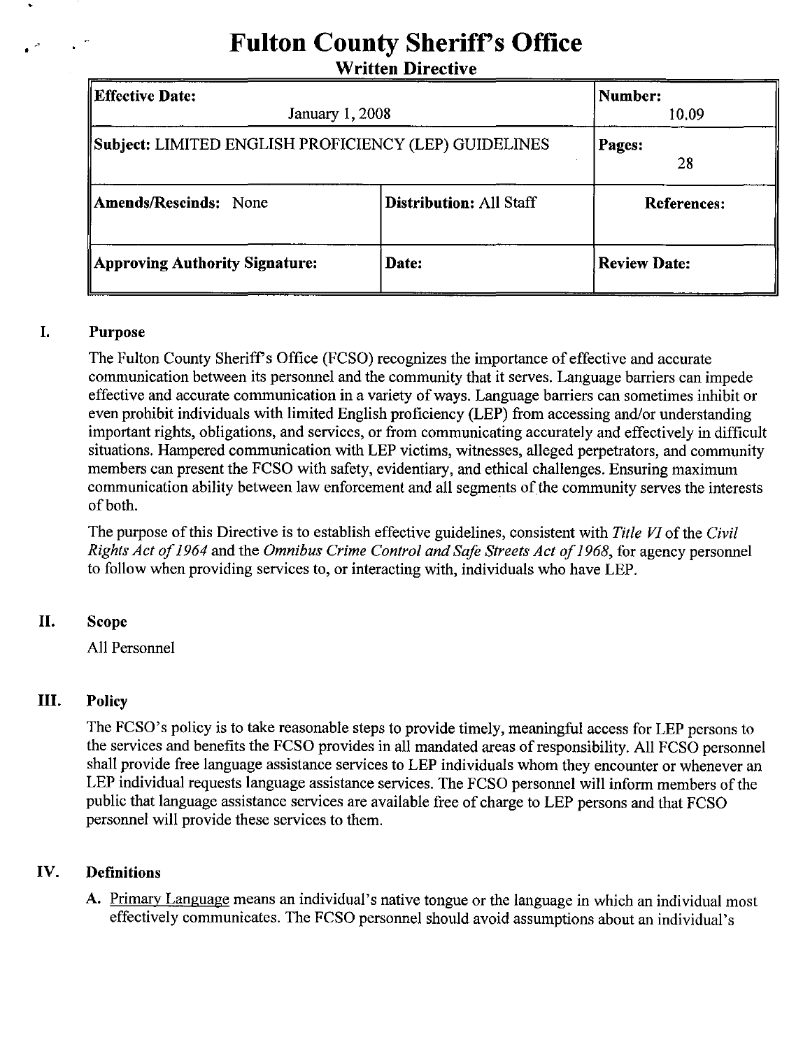# Fulton County Sheriff's Office

## Written Directive

| **Effective Date:** January 1, 2008 | | **Number:** 10.09 |
|---|---|---|
| **Subject:** LIMITED ENGLISH PROFICIENCY (LEP) GUIDELINES | | **Pages:** 28 |
| **Amends/Rescinds:** None | **Distribution:** All Staff | **References:** |
| **Approving Authority Signature:** | **Date:** | **Review Date:** |

## I. Purpose

The Fulton County Sheriff's Office (FCSO) recognizes the importance of effective and accurate communication between its personnel and the community that it serves. Language barriers can impede effective and accurate communication in a variety of ways. Language barriers can sometimes inhibit or even prohibit individuals with limited English proficiency (LEP) from accessing and/or understanding important rights, obligations, and services, or from communicating accurately and effectively in difficult situations. Hampered communication with LEP victims, witnesses, alleged perpetrators, and community members can present the FCSO with safety, evidentiary, and ethical challenges. Ensuring maximum communication ability between law enforcement and all segments of the community serves the interests of both.

The purpose of this Directive is to establish effective guidelines, consistent with *Title VI* of the *Civil Rights Act of 1964* and the *Omnibus Crime Control and Safe Streets Act of 1968*, for agency personnel to follow when providing services to, or interacting with, individuals who have LEP.

## II. Scope

All Personnel

## III. Policy

The FCSO's policy is to take reasonable steps to provide timely, meaningful access for LEP persons to the services and benefits the FCSO provides in all mandated areas of responsibility. All FCSO personnel shall provide free language assistance services to LEP individuals whom they encounter or whenever an LEP individual requests language assistance services. The FCSO personnel will inform members of the public that language assistance services are available free of charge to LEP persons and that FCSO personnel will provide these services to them.

## IV. Definitions

A. Primary Language means an individual's native tongue or the language in which an individual most effectively communicates. The FCSO personnel should avoid assumptions about an individual's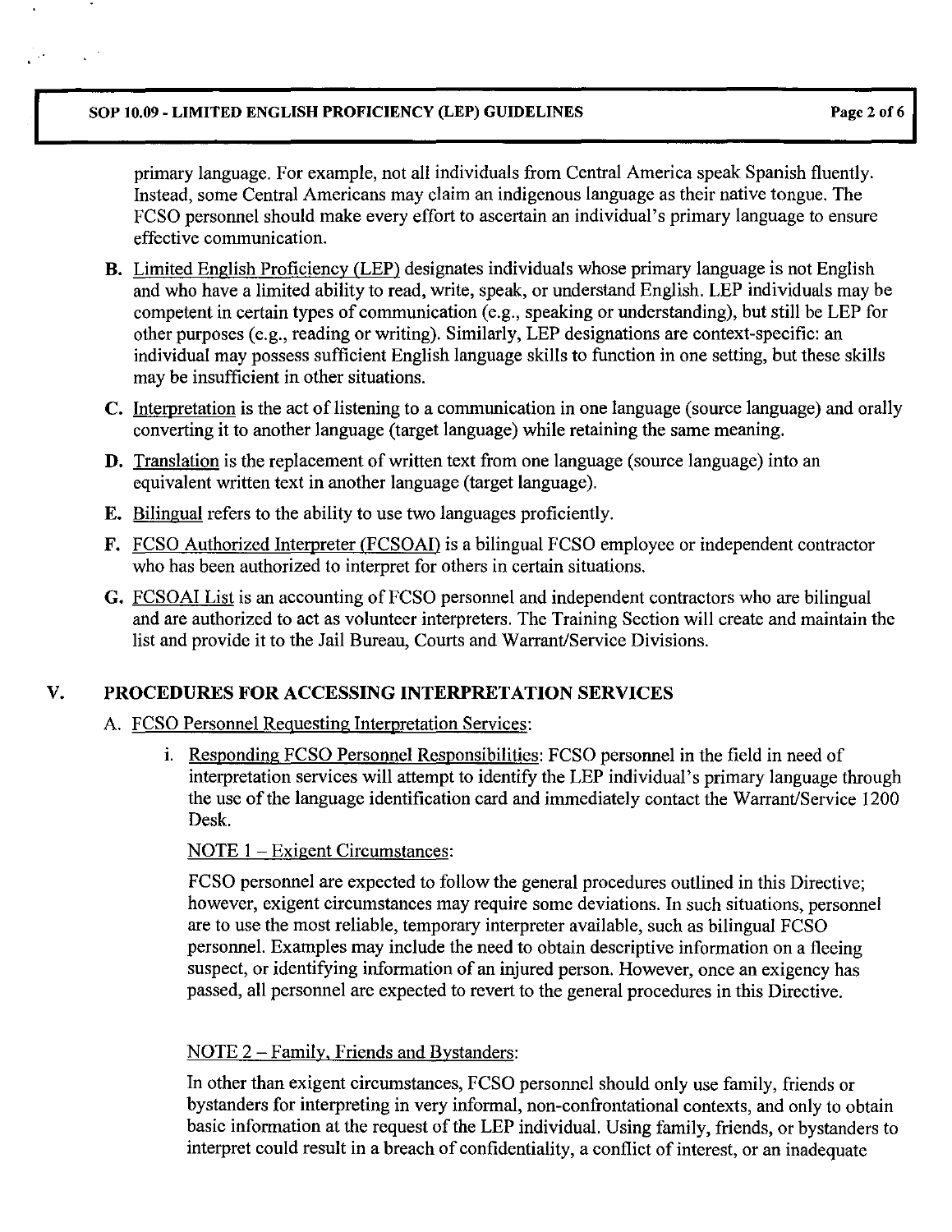primary language. For example, not all individuals from Central America speak Spanish fluently. Instead, some Central Americans may claim an indigenous language as their native tongue. The FCSO personnel should make every effort to ascertain an individual's primary language to ensure effective communication.

**B.** Limited English Proficiency (LEP) designates individuals whose primary language is not English and who have a limited ability to read, write, speak, or understand English. LEP individuals may be competent in certain types of communication (e.g., speaking or understanding), but still be LEP for other purposes (e.g., reading or writing). Similarly, LEP designations are context-specific: an individual may possess sufficient English language skills to function in one setting, but these skills may be insufficient in other situations.

**C.** Interpretation is the act of listening to a communication in one language (source language) and orally converting it to another language (target language) while retaining the same meaning.

**D.** Translation is the replacement of written text from one language (source language) into an equivalent written text in another language (target language).

**E.** Bilingual refers to the ability to use two languages proficiently.

**F.** FCSO Authorized Interpreter (FCSOAI) is a bilingual FCSO employee or independent contractor who has been authorized to interpret for others in certain situations.

**G.** FCSOAI List is an accounting of FCSO personnel and independent contractors who are bilingual and are authorized to act as volunteer interpreters. The Training Section will create and maintain the list and provide it to the Jail Bureau, Courts and Warrant/Service Divisions.

## V. PROCEDURES FOR ACCESSING INTERPRETATION SERVICES

A. FCSO Personnel Requesting Interpretation Services:

i. Responding FCSO Personnel Responsibilities: FCSO personnel in the field in need of interpretation services will attempt to identify the LEP individual's primary language through the use of the language identification card and immediately contact the Warrant/Service 1200 Desk.

NOTE 1 – Exigent Circumstances:

FCSO personnel are expected to follow the general procedures outlined in this Directive; however, exigent circumstances may require some deviations. In such situations, personnel are to use the most reliable, temporary interpreter available, such as bilingual FCSO personnel. Examples may include the need to obtain descriptive information on a fleeing suspect, or identifying information of an injured person. However, once an exigency has passed, all personnel are expected to revert to the general procedures in this Directive.

NOTE 2 – Family, Friends and Bystanders:

In other than exigent circumstances, FCSO personnel should only use family, friends or bystanders for interpreting in very informal, non-confrontational contexts, and only to obtain basic information at the request of the LEP individual. Using family, friends, or bystanders to interpret could result in a breach of confidentiality, a conflict of interest, or an inadequate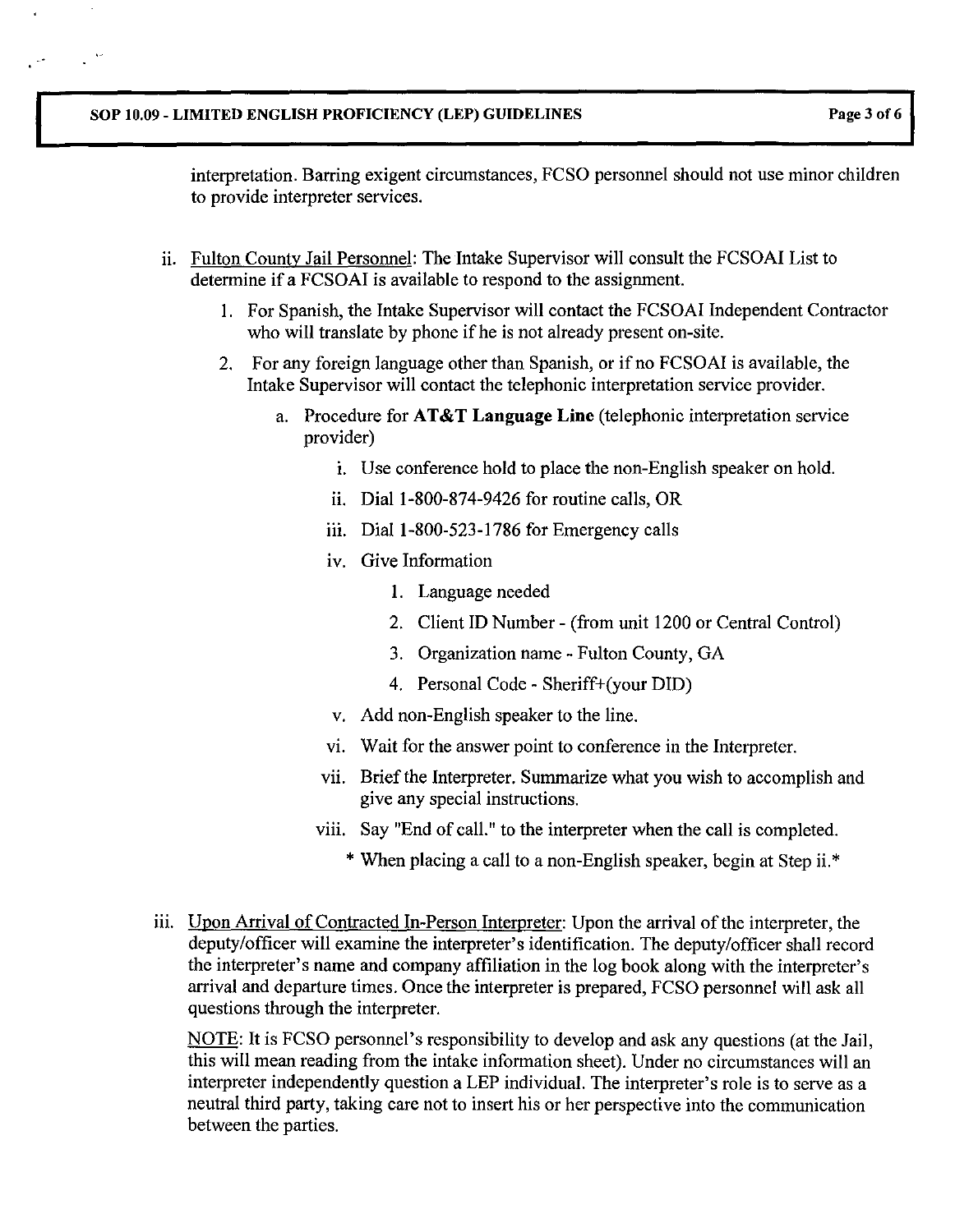interpretation. Barring exigent circumstances, FCSO personnel should not use minor children to provide interpreter services.

ii. Fulton County Jail Personnel: The Intake Supervisor will consult the FCSOAI List to determine if a FCSOAI is available to respond to the assignment.

   1. For Spanish, the Intake Supervisor will contact the FCSOAI Independent Contractor who will translate by phone if he is not already present on-site.
   2. For any foreign language other than Spanish, or if no FCSOAI is available, the Intake Supervisor will contact the telephonic interpretation service provider.
      a. Procedure for **AT&T Language Line** (telephonic interpretation service provider)
         i. Use conference hold to place the non-English speaker on hold.
         ii. Dial 1-800-874-9426 for routine calls, OR
         iii. Dial 1-800-523-1786 for Emergency calls
         iv. Give Information
            1. Language needed
            2. Client ID Number - (from unit 1200 or Central Control)
            3. Organization name - Fulton County, GA
            4. Personal Code - Sheriff+(your DID)
         v. Add non-English speaker to the line.
         vi. Wait for the answer point to conference in the Interpreter.
         vii. Brief the Interpreter. Summarize what you wish to accomplish and give any special instructions.
         viii. Say "End of call." to the interpreter when the call is completed.

         * When placing a call to a non-English speaker, begin at Step ii.*

iii. Upon Arrival of Contracted In-Person Interpreter: Upon the arrival of the interpreter, the deputy/officer will examine the interpreter's identification. The deputy/officer shall record the interpreter's name and company affiliation in the log book along with the interpreter's arrival and departure times. Once the interpreter is prepared, FCSO personnel will ask all questions through the interpreter.

   NOTE: It is FCSO personnel's responsibility to develop and ask any questions (at the Jail, this will mean reading from the intake information sheet). Under no circumstances will an interpreter independently question a LEP individual. The interpreter's role is to serve as a neutral third party, taking care not to insert his or her perspective into the communication between the parties.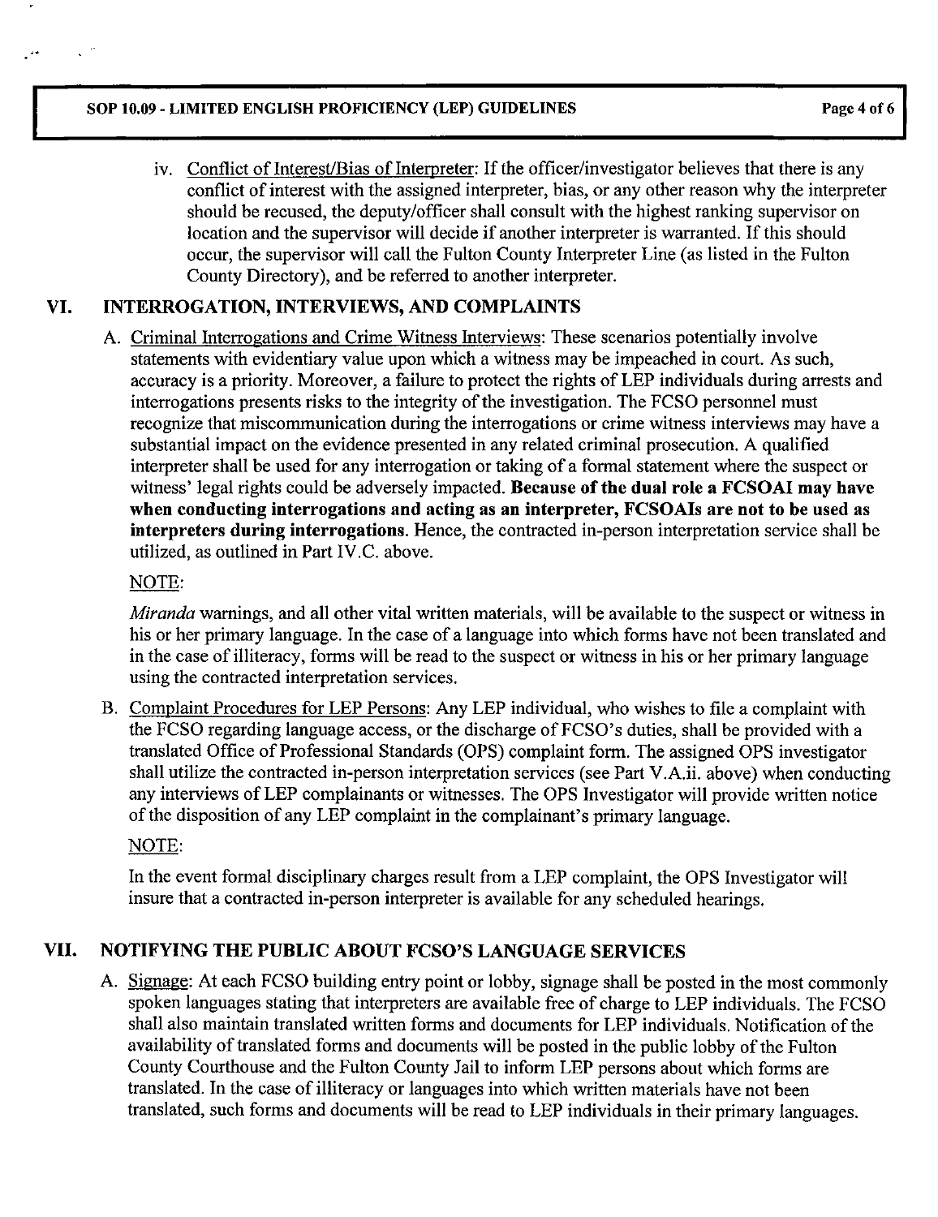iv. Conflict of Interest/Bias of Interpreter: If the officer/investigator believes that there is any conflict of interest with the assigned interpreter, bias, or any other reason why the interpreter should be recused, the deputy/officer shall consult with the highest ranking supervisor on location and the supervisor will decide if another interpreter is warranted. If this should occur, the supervisor will call the Fulton County Interpreter Line (as listed in the Fulton County Directory), and be referred to another interpreter.

## VI. INTERROGATION, INTERVIEWS, AND COMPLAINTS

A. Criminal Interrogations and Crime Witness Interviews: These scenarios potentially involve statements with evidentiary value upon which a witness may be impeached in court. As such, accuracy is a priority. Moreover, a failure to protect the rights of LEP individuals during arrests and interrogations presents risks to the integrity of the investigation. The FCSO personnel must recognize that miscommunication during the interrogations or crime witness interviews may have a substantial impact on the evidence presented in any related criminal prosecution. A qualified interpreter shall be used for any interrogation or taking of a formal statement where the suspect or witness' legal rights could be adversely impacted. **Because of the dual role a FCSOAI may have when conducting interrogations and acting as an interpreter, FCSOAIs are not to be used as interpreters during interrogations.** Hence, the contracted in-person interpretation service shall be utilized, as outlined in Part IV.C. above.

NOTE:

*Miranda* warnings, and all other vital written materials, will be available to the suspect or witness in his or her primary language. In the case of a language into which forms have not been translated and in the case of illiteracy, forms will be read to the suspect or witness in his or her primary language using the contracted interpretation services.

B. Complaint Procedures for LEP Persons: Any LEP individual, who wishes to file a complaint with the FCSO regarding language access, or the discharge of FCSO's duties, shall be provided with a translated Office of Professional Standards (OPS) complaint form. The assigned OPS investigator shall utilize the contracted in-person interpretation services (see Part V.A.ii. above) when conducting any interviews of LEP complainants or witnesses. The OPS Investigator will provide written notice of the disposition of any LEP complaint in the complainant's primary language.

NOTE:

In the event formal disciplinary charges result from a LEP complaint, the OPS Investigator will insure that a contracted in-person interpreter is available for any scheduled hearings.

## VII. NOTIFYING THE PUBLIC ABOUT FCSO'S LANGUAGE SERVICES

A. Signage: At each FCSO building entry point or lobby, signage shall be posted in the most commonly spoken languages stating that interpreters are available free of charge to LEP individuals. The FCSO shall also maintain translated written forms and documents for LEP individuals. Notification of the availability of translated forms and documents will be posted in the public lobby of the Fulton County Courthouse and the Fulton County Jail to inform LEP persons about which forms are translated. In the case of illiteracy or languages into which written materials have not been translated, such forms and documents will be read to LEP individuals in their primary languages.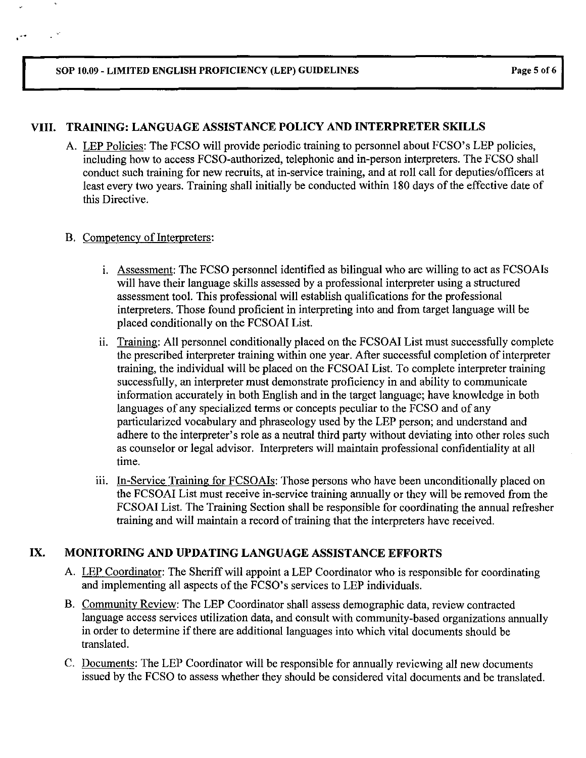## VIII. TRAINING: LANGUAGE ASSISTANCE POLICY AND INTERPRETER SKILLS

A. LEP Policies: The FCSO will provide periodic training to personnel about FCSO's LEP policies, including how to access FCSO-authorized, telephonic and in-person interpreters. The FCSO shall conduct such training for new recruits, at in-service training, and at roll call for deputies/officers at least every two years. Training shall initially be conducted within 180 days of the effective date of this Directive.

B. Competency of Interpreters:

i. Assessment: The FCSO personnel identified as bilingual who are willing to act as FCSOAIs will have their language skills assessed by a professional interpreter using a structured assessment tool. This professional will establish qualifications for the professional interpreters. Those found proficient in interpreting into and from target language will be placed conditionally on the FCSOAI List.

ii. Training: All personnel conditionally placed on the FCSOAI List must successfully complete the prescribed interpreter training within one year. After successful completion of interpreter training, the individual will be placed on the FCSOAI List. To complete interpreter training successfully, an interpreter must demonstrate proficiency in and ability to communicate information accurately in both English and in the target language; have knowledge in both languages of any specialized terms or concepts peculiar to the FCSO and of any particularized vocabulary and phraseology used by the LEP person; and understand and adhere to the interpreter's role as a neutral third party without deviating into other roles such as counselor or legal advisor. Interpreters will maintain professional confidentiality at all time.

iii. In-Service Training for FCSOAIs: Those persons who have been unconditionally placed on the FCSOAI List must receive in-service training annually or they will be removed from the FCSOAI List. The Training Section shall be responsible for coordinating the annual refresher training and will maintain a record of training that the interpreters have received.

## IX. MONITORING AND UPDATING LANGUAGE ASSISTANCE EFFORTS

A. LEP Coordinator: The Sheriff will appoint a LEP Coordinator who is responsible for coordinating and implementing all aspects of the FCSO's services to LEP individuals.

B. Community Review: The LEP Coordinator shall assess demographic data, review contracted language access services utilization data, and consult with community-based organizations annually in order to determine if there are additional languages into which vital documents should be translated.

C. Documents: The LEP Coordinator will be responsible for annually reviewing all new documents issued by the FCSO to assess whether they should be considered vital documents and be translated.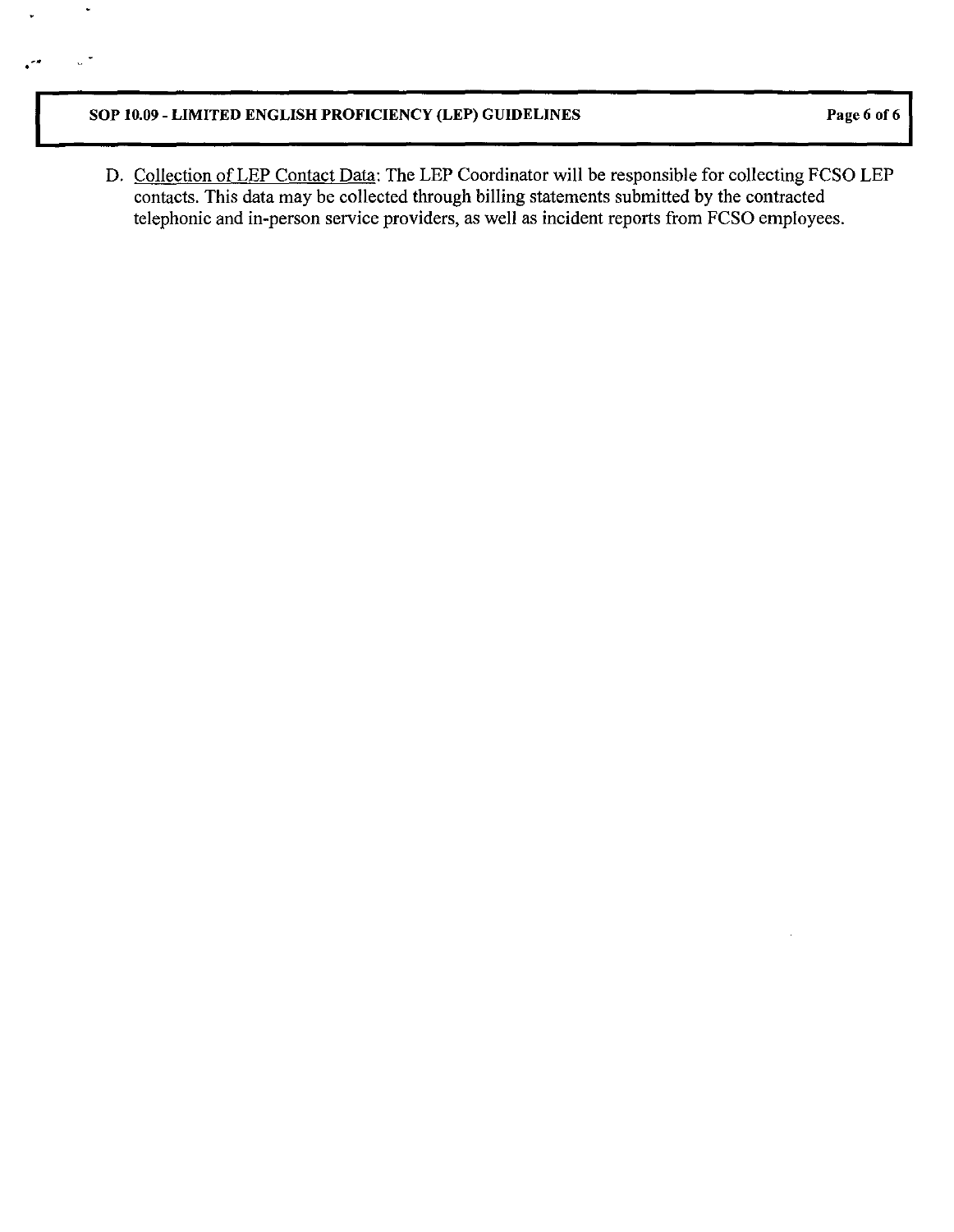D. Collection of LEP Contact Data: The LEP Coordinator will be responsible for collecting FCSO LEP contacts. This data may be collected through billing statements submitted by the contracted telephonic and in-person service providers, as well as incident reports from FCSO employees.